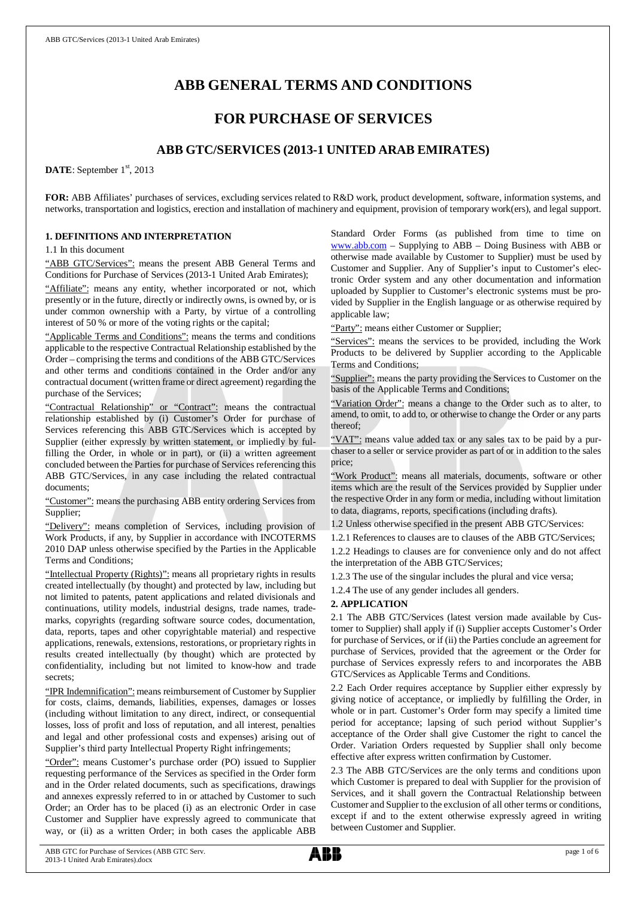# ABB GENERAL TERMS AND CONDITIONS

# FOR PURCHASE OF SERVICES

## ABB GTC/SERVICES (2013-1 UNITED ARAB EMIRATES)

**DATE**: September 1st, 2013

**FOR:** ABB Affiliates' purchases of services, excluding services related to R&D work, product development, software, information systems, and networks, transportation and logistics, erection and installation of machinery and equipment, provision of temporary work(ers), and legal support.

### 1. DEFINITIONS AND INTERPRETATION

1.1 In this document

"ABB GTC/Services": means the present ABB General Terms and Conditions for Purchase of Services (2013-1 United Arab Emirates);

"Affiliate": means any entity, whether incorporated or not, which presently or in the future, directly or indirectly owns, is owned by, or is under common ownership with a Party, by virtue of a controlling interest of 50 % or more of the voting rights or the capital;

"Applicable Terms and Conditions": means the terms and conditions applicable to the respective Contractual Relationship established by the Order – comprising the terms and conditions of the ABB GTC/Services and other terms and conditions contained in the Order and/or any contractual document (written frame or direct agreement) regarding the purchase of the Services;

"Contractual Relationship" or "Contract": means the contractual relationship established by (i) Customer's Order for purchase of Services referencing this ABB GTC/Services which is accepted by Supplier (either expressly by written statement, or impliedly by fulfilling the Order, in whole or in part), or (ii) a written agreement concluded between the Parties for purchase of Services referencing this ABB GTC/Services, in any case including the related contractual documents;

"Customer": means the purchasing ABB entity ordering Services from Supplier;

"Delivery": means completion of Services, including provision of Work Products, if any, by Supplier in accordance with INCOTERMS 2010 DAP unless otherwise specified by the Parties in the Applicable Terms and Conditions;

"Intellectual Property (Rights)": means all proprietary rights in results created intellectually (by thought) and protected by law, including but not limited to patents, patent applications and related divisionals and continuations, utility models, industrial designs, trade names, trademarks, copyrights (regarding software source codes, documentation, data, reports, tapes and other copyrightable material) and respective applications, renewals, extensions, restorations, or proprietary rights in results created intellectually (by thought) which are protected by confidentiality, including but not limited to know-how and trade secrets;

"IPR Indemnification": means reimbursement of Customer by Supplier for costs, claims, demands, liabilities, expenses, damages or losses (including without limitation to any direct, indirect, or consequential losses, loss of profit and loss of reputation, and all interest, penalties and legal and other professional costs and expenses) arising out of Supplier's third party Intellectual Property Right infringements;

"Order": means Customer's purchase order (PO) issued to Supplier requesting performance of the Services as specified in the Order form and in the Order related documents, such as specifications, drawings and annexes expressly referred to in or attached by Customer to such Order; an Order has to be placed (i) as an electronic Order in case Customer and Supplier have expressly agreed to communicate that way, or (ii) as a written Order; in both cases the applicable ABB Standard Order Forms (as published from time to time on www.abb.com – Supplying to ABB – Doing Business with ABB or otherwise made available by Customer to Supplier) must be used by Customer and Supplier. Any of Supplier's input to Customer's electronic Order system and any other documentation and information uploaded by Supplier to Customer's electronic systems must be provided by Supplier in the English language or as otherwise required by applicable law;

"Party": means either Customer or Supplier;

"Services": means the services to be provided, including the Work Products to be delivered by Supplier according to the Applicable Terms and Conditions;

"Supplier": means the party providing the Services to Customer on the basis of the Applicable Terms and Conditions;

"Variation Order": means a change to the Order such as to alter, to amend, to omit, to add to, or otherwise to change the Order or any parts thereof;

"VAT": means value added tax or any sales tax to be paid by a purchaser to a seller or service provider as part of or in addition to the sales price;

"Work Product": means all materials, documents, software or other items which are the result of the Services provided by Supplier under the respective Order in any form or media, including without limitation to data, diagrams, reports, specifications (including drafts).

1.2 Unless otherwise specified in the present ABB GTC/Services:

1.2.1 References to clauses are to clauses of the ABB GTC/Services;

1.2.2 Headings to clauses are for convenience only and do not affect the interpretation of the ABB GTC/Services;

1.2.3 The use of the singular includes the plural and vice versa;

1.2.4 The use of any gender includes all genders.

### 2. APPLICATION

2.1 The ABB GTC/Services (latest version made available by Customer to Supplier) shall apply if (i) Supplier accepts Customer's Order for purchase of Services, or if (ii) the Parties conclude an agreement for purchase of Services, provided that the agreement or the Order for purchase of Services expressly refers to and incorporates the ABB GTC/Services as Applicable Terms and Conditions.

2.2 Each Order requires acceptance by Supplier either expressly by giving notice of acceptance, or impliedly by fulfilling the Order, in whole or in part. Customer's Order form may specify a limited time period for acceptance; lapsing of such period without Supplier's acceptance of the Order shall give Customer the right to cancel the Order. Variation Orders requested by Supplier shall only become effective after express written confirmation by Customer.

2.3 The ABB GTC/Services are the only terms and conditions upon which Customer is prepared to deal with Supplier for the provision of Services, and it shall govern the Contractual Relationship between Customer and Supplier to the exclusion of all other terms or conditions, except if and to the extent otherwise expressly agreed in writing between Customer and Supplier.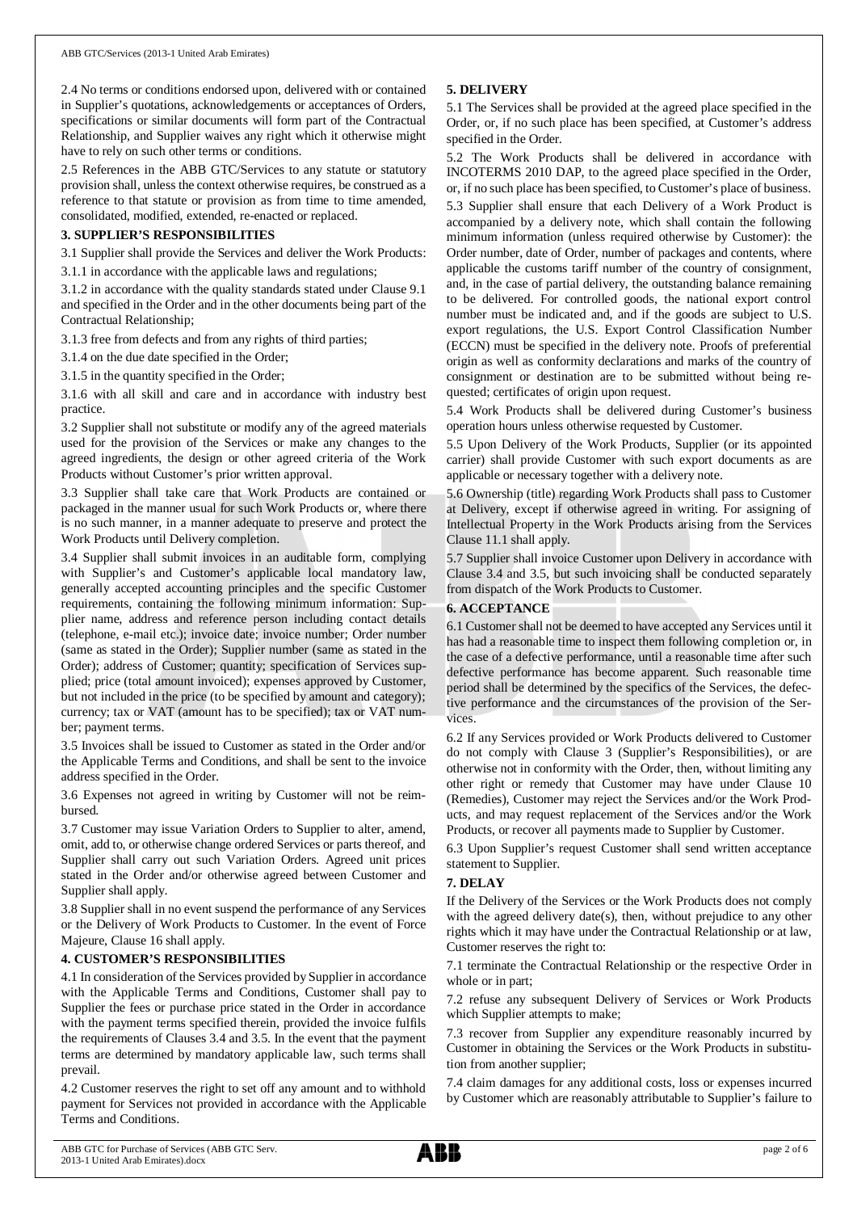2.4 No terms or conditions endorsed upon, delivered with or contained in Supplier's quotations, acknowledgements or acceptances of Orders, specifications or similar documents will form part of the Contractual Relationship, and Supplier waives any right which it otherwise might have to rely on such other terms or conditions.

2.5 References in the ABB GTC/Services to any statute or statutory provision shall, unless the context otherwise requires, be construed as a reference to that statute or provision as from time to time amended, consolidated, modified, extended, re-enacted or replaced.

**3. SUPPLIER'S RESPONSIBILITIES**

3.1 Supplier shall provide the Services and deliver the Work Products:

3.1.1 in accordance with the applicable laws and regulations;

3.1.2 in accordance with the quality standards stated under Clause 9.1 and specified in the Order and in the other documents being part of the Contractual Relationship;

3.1.3 free from defects and from any rights of third parties;

3.1.4 on the due date specified in the Order;

3.1.5 in the quantity specified in the Order;

3.1.6 with all skill and care and in accordance with industry best practice.

3.2 Supplier shall not substitute or modify any of the agreed materials used for the provision of the Services or make any changes to the agreed ingredients, the design or other agreed criteria of the Work Products without Customer's prior written approval.

3.3 Supplier shall take care that Work Products are contained or packaged in the manner usual for such Work Products or, where there is no such manner, in a manner adequate to preserve and protect the Work Products until Delivery completion.

3.4 Supplier shall submit invoices in an auditable form, complying with Supplier's and Customer's applicable local mandatory law, generally accepted accounting principles and the specific Customer requirements, containing the following minimum information: Supplier name, address and reference person including contact details (telephone, e-mail etc.); invoice date; invoice number; Order number (same as stated in the Order); Supplier number (same as stated in the Order); address of Customer; quantity; specification of Services supplied; price (total amount invoiced); expenses approved by Customer, but not included in the price (to be specified by amount and category); currency; tax or VAT (amount has to be specified); tax or VAT number; payment terms.

3.5 Invoices shall be issued to Customer as stated in the Order and/or the Applicable Terms and Conditions, and shall be sent to the invoice address specified in the Order.

3.6 Expenses not agreed in writing by Customer will not be reimbursed.

3.7 Customer may issue Variation Orders to Supplier to alter, amend, omit, add to, or otherwise change ordered Services or parts thereof, and Supplier shall carry out such Variation Orders. Agreed unit prices stated in the Order and/or otherwise agreed between Customer and Supplier shall apply.

3.8 Supplier shall in no event suspend the performance of any Services or the Delivery of Work Products to Customer. In the event of Force Majeure, Clause 16 shall apply.

**4. CUSTOMER'S RESPONSIBILITIES**

4.1 In consideration of the Services provided by Supplier in accordance with the Applicable Terms and Conditions, Customer shall pay to Supplier the fees or purchase price stated in the Order in accordance with the payment terms specified therein, provided the invoice fulfils the requirements of Clauses 3.4 and 3.5. In the event that the payment terms are determined by mandatory applicable law, such terms shall prevail.

4.2 Customer reserves the right to set off any amount and to withhold payment for Services not provided in accordance with the Applicable Terms and Conditions.

**5. DELIVERY**

5.1 The Services shall be provided at the agreed place specified in the Order, or, if no such place has been specified, at Customer's address specified in the Order.

5.2 The Work Products shall be delivered in accordance with INCOTERMS 2010 DAP, to the agreed place specified in the Order, or, if no such place has been specified, to Customer's place of business.

5.3 Supplier shall ensure that each Delivery of a Work Product is accompanied by a delivery note, which shall contain the following minimum information (unless required otherwise by Customer): the Order number, date of Order, number of packages and contents, where applicable the customs tariff number of the country of consignment, and, in the case of partial delivery, the outstanding balance remaining to be delivered. For controlled goods, the national export control number must be indicated and, and if the goods are subject to U.S. export regulations, the U.S. Export Control Classification Number (ECCN) must be specified in the delivery note. Proofs of preferential origin as well as conformity declarations and marks of the country of consignment or destination are to be submitted without being requested; certificates of origin upon request.

5.4 Work Products shall be delivered during Customer's business operation hours unless otherwise requested by Customer.

5.5 Upon Delivery of the Work Products, Supplier (or its appointed carrier) shall provide Customer with such export documents as are applicable or necessary together with a delivery note.

5.6 Ownership (title) regarding Work Products shall pass to Customer at Delivery, except if otherwise agreed in writing. For assigning of Intellectual Property in the Work Products arising from the Services Clause 11.1 shall apply.

5.7 Supplier shall invoice Customer upon Delivery in accordance with Clause 3.4 and 3.5, but such invoicing shall be conducted separately from dispatch of the Work Products to Customer.

**6. ACCEPTANCE**

6.1 Customer shall not be deemed to have accepted any Services until it has had a reasonable time to inspect them following completion or, in the case of a defective performance, until a reasonable time after such defective performance has become apparent. Such reasonable time period shall be determined by the specifics of the Services, the defective performance and the circumstances of the provision of the Services.

6.2 If any Services provided or Work Products delivered to Customer do not comply with Clause 3 (Supplier's Responsibilities), or are otherwise not in conformity with the Order, then, without limiting any other right or remedy that Customer may have under Clause 10 (Remedies), Customer may reject the Services and/or the Work Products, and may request replacement of the Services and/or the Work Products, or recover all payments made to Supplier by Customer.

6.3 Upon Supplier's request Customer shall send written acceptance statement to Supplier.

**7. DELAY**

If the Delivery of the Services or the Work Products does not comply with the agreed delivery date(s), then, without prejudice to any other rights which it may have under the Contractual Relationship or at law, Customer reserves the right to:

7.1 terminate the Contractual Relationship or the respective Order in whole or in part;

7.2 refuse any subsequent Delivery of Services or Work Products which Supplier attempts to make;

7.3 recover from Supplier any expenditure reasonably incurred by Customer in obtaining the Services or the Work Products in substitution from another supplier;

7.4 claim damages for any additional costs, loss or expenses incurred by Customer which are reasonably attributable to Supplier's failure to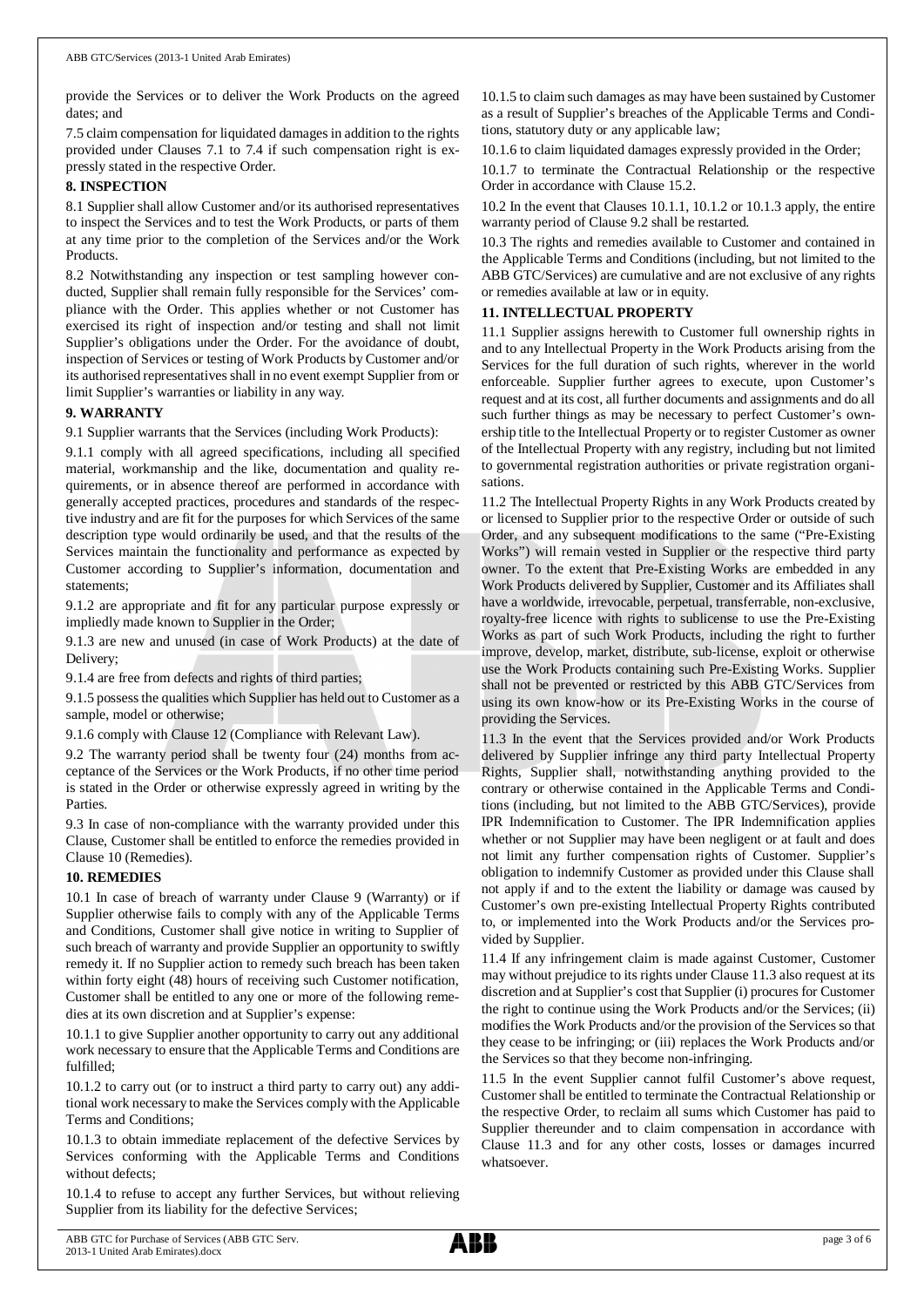provide the Services or to deliver the Work Products on the agreed dates; and

7.5 claim compensation for liquidated damages in addition to the rights provided under Clauses 7.1 to 7.4 if such compensation right is expressly stated in the respective Order.

**8. INSPECTION**

8.1 Supplier shall allow Customer and/or its authorised representatives to inspect the Services and to test the Work Products, or parts of them at any time prior to the completion of the Services and/or the Work Products.

8.2 Notwithstanding any inspection or test sampling however conducted, Supplier shall remain fully responsible for the Services' compliance with the Order. This applies whether or not Customer has exercised its right of inspection and/or testing and shall not limit Supplier's obligations under the Order. For the avoidance of doubt, inspection of Services or testing of Work Products by Customer and/or its authorised representatives shall in no event exempt Supplier from or limit Supplier's warranties or liability in any way.

**9. WARRANTY**

9.1 Supplier warrants that the Services (including Work Products):

9.1.1 comply with all agreed specifications, including all specified material, workmanship and the like, documentation and quality requirements, or in absence thereof are performed in accordance with generally accepted practices, procedures and standards of the respective industry and are fit for the purposes for which Services of the same description type would ordinarily be used, and that the results of the Services maintain the functionality and performance as expected by Customer according to Supplier's information, documentation and statements;

9.1.2 are appropriate and fit for any particular purpose expressly or impliedly made known to Supplier in the Order;

9.1.3 are new and unused (in case of Work Products) at the date of Delivery;

9.1.4 are free from defects and rights of third parties;

9.1.5 possess the qualities which Supplier has held out to Customer as a sample, model or otherwise;

9.1.6 comply with Clause 12 (Compliance with Relevant Law).

9.2 The warranty period shall be twenty four (24) months from acceptance of the Services or the Work Products, if no other time period is stated in the Order or otherwise expressly agreed in writing by the Parties.

9.3 In case of non-compliance with the warranty provided under this Clause, Customer shall be entitled to enforce the remedies provided in Clause 10 (Remedies).

**10. REMEDIES**

10.1 In case of breach of warranty under Clause 9 (Warranty) or if Supplier otherwise fails to comply with any of the Applicable Terms and Conditions, Customer shall give notice in writing to Supplier of such breach of warranty and provide Supplier an opportunity to swiftly remedy it. If no Supplier action to remedy such breach has been taken within forty eight (48) hours of receiving such Customer notification, Customer shall be entitled to any one or more of the following remedies at its own discretion and at Supplier's expense:

10.1.1 to give Supplier another opportunity to carry out any additional work necessary to ensure that the Applicable Terms and Conditions are fulfilled;

10.1.2 to carry out (or to instruct a third party to carry out) any additional work necessary to make the Services comply with the Applicable Terms and Conditions;

10.1.3 to obtain immediate replacement of the defective Services by Services conforming with the Applicable Terms and Conditions without defects;

10.1.4 to refuse to accept any further Services, but without relieving Supplier from its liability for the defective Services;

10.1.5 to claim such damages as may have been sustained by Customer as a result of Supplier's breaches of the Applicable Terms and Conditions, statutory duty or any applicable law;

10.1.6 to claim liquidated damages expressly provided in the Order;

10.1.7 to terminate the Contractual Relationship or the respective Order in accordance with Clause 15.2.

10.2 In the event that Clauses 10.1.1, 10.1.2 or 10.1.3 apply, the entire warranty period of Clause 9.2 shall be restarted.

10.3 The rights and remedies available to Customer and contained in the Applicable Terms and Conditions (including, but not limited to the ABB GTC/Services) are cumulative and are not exclusive of any rights or remedies available at law or in equity.

**11. INTELLECTUAL PROPERTY**

11.1 Supplier assigns herewith to Customer full ownership rights in and to any Intellectual Property in the Work Products arising from the Services for the full duration of such rights, wherever in the world enforceable. Supplier further agrees to execute, upon Customer's request and at its cost, all further documents and assignments and do all such further things as may be necessary to perfect Customer's ownership title to the Intellectual Property or to register Customer as owner of the Intellectual Property with any registry, including but not limited to governmental registration authorities or private registration organisations.

11.2 The Intellectual Property Rights in any Work Products created by or licensed to Supplier prior to the respective Order or outside of such Order, and any subsequent modifications to the same ("Pre-Existing Works") will remain vested in Supplier or the respective third party owner. To the extent that Pre-Existing Works are embedded in any Work Products delivered by Supplier, Customer and its Affiliates shall have a worldwide, irrevocable, perpetual, transferrable, non-exclusive, royalty-free licence with rights to sublicense to use the Pre-Existing Works as part of such Work Products, including the right to further improve, develop, market, distribute, sub-license, exploit or otherwise use the Work Products containing such Pre-Existing Works. Supplier shall not be prevented or restricted by this ABB GTC/Services from using its own know-how or its Pre-Existing Works in the course of providing the Services.

11.3 In the event that the Services provided and/or Work Products delivered by Supplier infringe any third party Intellectual Property Rights, Supplier shall, notwithstanding anything provided to the contrary or otherwise contained in the Applicable Terms and Conditions (including, but not limited to the ABB GTC/Services), provide IPR Indemnification to Customer. The IPR Indemnification applies whether or not Supplier may have been negligent or at fault and does not limit any further compensation rights of Customer. Supplier's obligation to indemnify Customer as provided under this Clause shall not apply if and to the extent the liability or damage was caused by Customer's own pre-existing Intellectual Property Rights contributed to, or implemented into the Work Products and/or the Services provided by Supplier.

11.4 If any infringement claim is made against Customer, Customer may without prejudice to its rights under Clause 11.3 also request at its discretion and at Supplier's cost that Supplier (i) procures for Customer the right to continue using the Work Products and/or the Services; (ii) modifies the Work Products and/or the provision of the Services so that they cease to be infringing; or (iii) replaces the Work Products and/or the Services so that they become non-infringing.

11.5 In the event Supplier cannot fulfil Customer's above request, Customer shall be entitled to terminate the Contractual Relationship or the respective Order, to reclaim all sums which Customer has paid to Supplier thereunder and to claim compensation in accordance with Clause 11.3 and for any other costs, losses or damages incurred whatsoever.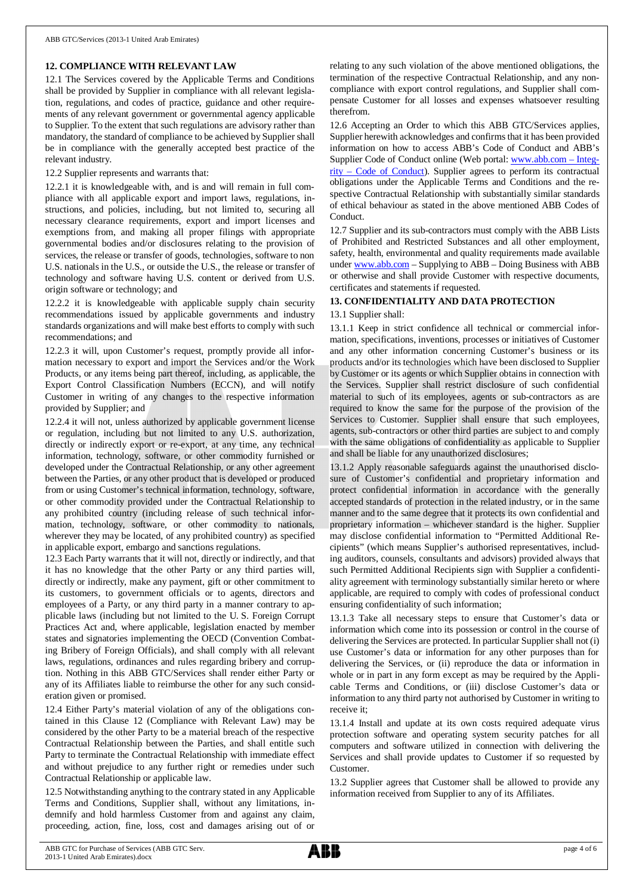## 12. COMPLIANCE WITH RELEVANT LAW

12.1 The Services covered by the Applicable Terms and Conditions shall be provided by Supplier in compliance with all relevant legislation, regulations, and codes of practice, guidance and other requirements of any relevant government or governmental agency applicable to Supplier. To the extent that such regulations are advisory rather than mandatory, the standard of compliance to be achieved by Supplier shall be in compliance with the generally accepted best practice of the relevant industry.

12.2 Supplier represents and warrants that:

12.2.1 it is knowledgeable with, and is and will remain in full compliance with all applicable export and import laws, regulations, instructions, and policies, including, but not limited to, securing all necessary clearance requirements, export and import licenses and exemptions from, and making all proper filings with appropriate governmental bodies and/or disclosures relating to the provision of services, the release or transfer of goods, technologies, software to non U.S. nationals in the U.S., or outside the U.S., the release or transfer of technology and software having U.S. content or derived from U.S. origin software or technology; and

12.2.2 it is knowledgeable with applicable supply chain security recommendations issued by applicable governments and industry standards organizations and will make best efforts to comply with such recommendations; and

12.2.3 it will, upon Customer's request, promptly provide all information necessary to export and import the Services and/or the Work Products, or any items being part thereof, including, as applicable, the Export Control Classification Numbers (ECCN), and will notify Customer in writing of any changes to the respective information provided by Supplier; and

12.2.4 it will not, unless authorized by applicable government license or regulation, including but not limited to any U.S. authorization, directly or indirectly export or re-export, at any time, any technical information, technology, software, or other commodity furnished or developed under the Contractual Relationship, or any other agreement between the Parties, or any other product that is developed or produced from or using Customer's technical information, technology, software, or other commodity provided under the Contractual Relationship to any prohibited country (including release of such technical information, technology, software, or other commodity to nationals, wherever they may be located, of any prohibited country) as specified in applicable export, embargo and sanctions regulations.

12.3 Each Party warrants that it will not, directly or indirectly, and that it has no knowledge that the other Party or any third parties will, directly or indirectly, make any payment, gift or other commitment to its customers, to government officials or to agents, directors and employees of a Party, or any third party in a manner contrary to applicable laws (including but not limited to the U. S. Foreign Corrupt Practices Act and, where applicable, legislation enacted by member states and signatories implementing the OECD (Convention Combating Bribery of Foreign Officials), and shall comply with all relevant laws, regulations, ordinances and rules regarding bribery and corruption. Nothing in this ABB GTC/Services shall render either Party or any of its Affiliates liable to reimburse the other for any such consideration given or promised.

12.4 Either Party's material violation of any of the obligations contained in this Clause 12 (Compliance with Relevant Law) may be considered by the other Party to be a material breach of the respective Contractual Relationship between the Parties, and shall entitle such Party to terminate the Contractual Relationship with immediate effect and without prejudice to any further right or remedies under such Contractual Relationship or applicable law.

12.5 Notwithstanding anything to the contrary stated in any Applicable Terms and Conditions, Supplier shall, without any limitations, indemnify and hold harmless Customer from and against any claim, proceeding, action, fine, loss, cost and damages arising out of or relating to any such violation of the above mentioned obligations, the termination of the respective Contractual Relationship, and any non-compliance with export control regulations, and Supplier shall compensate Customer for all losses and expenses whatsoever resulting therefrom.

12.6 Accepting an Order to which this ABB GTC/Services applies, Supplier herewith acknowledges and confirms that it has been provided information on how to access ABB's Code of Conduct and ABB's Supplier Code of Conduct online (Web portal: www.abb.com – Integrity – Code of Conduct). Supplier agrees to perform its contractual obligations under the Applicable Terms and Conditions and the respective Contractual Relationship with substantially similar standards of ethical behaviour as stated in the above mentioned ABB Codes of Conduct.

12.7 Supplier and its sub-contractors must comply with the ABB Lists of Prohibited and Restricted Substances and all other employment, safety, health, environmental and quality requirements made available under www.abb.com – Supplying to ABB – Doing Business with ABB or otherwise and shall provide Customer with respective documents, certificates and statements if requested.

## 13. CONFIDENTIALITY AND DATA PROTECTION

13.1 Supplier shall:

13.1.1 Keep in strict confidence all technical or commercial information, specifications, inventions, processes or initiatives of Customer and any other information concerning Customer's business or its products and/or its technologies which have been disclosed to Supplier by Customer or its agents or which Supplier obtains in connection with the Services. Supplier shall restrict disclosure of such confidential material to such of its employees, agents or sub-contractors as are required to know the same for the purpose of the provision of the Services to Customer. Supplier shall ensure that such employees, agents, sub-contractors or other third parties are subject to and comply with the same obligations of confidentiality as applicable to Supplier and shall be liable for any unauthorized disclosures;

13.1.2 Apply reasonable safeguards against the unauthorised disclosure of Customer's confidential and proprietary information and protect confidential information in accordance with the generally accepted standards of protection in the related industry, or in the same manner and to the same degree that it protects its own confidential and proprietary information – whichever standard is the higher. Supplier may disclose confidential information to "Permitted Additional Recipients" (which means Supplier's authorised representatives, including auditors, counsels, consultants and advisors) provided always that such Permitted Additional Recipients sign with Supplier a confidentiality agreement with terminology substantially similar hereto or where applicable, are required to comply with codes of professional conduct ensuring confidentiality of such information;

13.1.3 Take all necessary steps to ensure that Customer's data or information which come into its possession or control in the course of delivering the Services are protected. In particular Supplier shall not (i) use Customer's data or information for any other purposes than for delivering the Services, or (ii) reproduce the data or information in whole or in part in any form except as may be required by the Applicable Terms and Conditions, or (iii) disclose Customer's data or information to any third party not authorised by Customer in writing to receive it;

13.1.4 Install and update at its own costs required adequate virus protection software and operating system security patches for all computers and software utilized in connection with delivering the Services and shall provide updates to Customer if so requested by Customer.

13.2 Supplier agrees that Customer shall be allowed to provide any information received from Supplier to any of its Affiliates.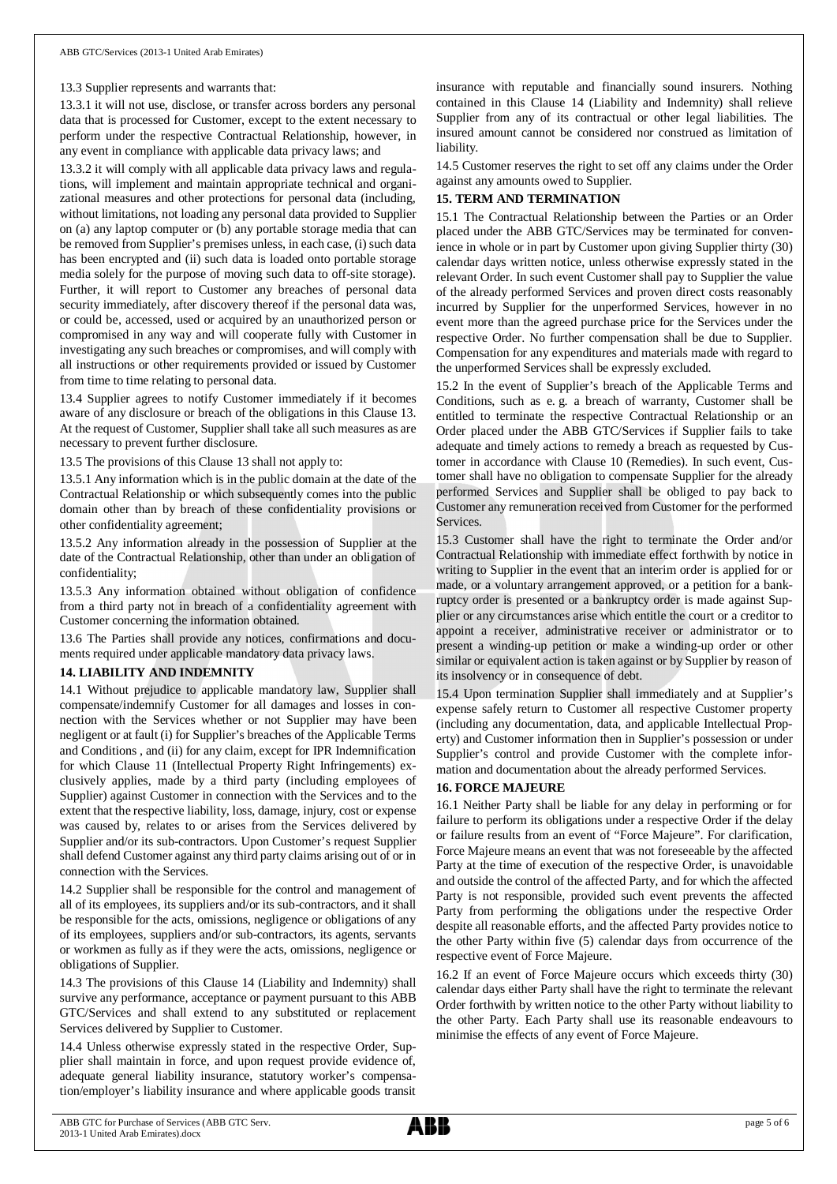13.3 Supplier represents and warrants that:

13.3.1 it will not use, disclose, or transfer across borders any personal data that is processed for Customer, except to the extent necessary to perform under the respective Contractual Relationship, however, in any event in compliance with applicable data privacy laws; and

13.3.2 it will comply with all applicable data privacy laws and regulations, will implement and maintain appropriate technical and organizational measures and other protections for personal data (including, without limitations, not loading any personal data provided to Supplier on (a) any laptop computer or (b) any portable storage media that can be removed from Supplier's premises unless, in each case, (i) such data has been encrypted and (ii) such data is loaded onto portable storage media solely for the purpose of moving such data to off-site storage). Further, it will report to Customer any breaches of personal data security immediately, after discovery thereof if the personal data was, or could be, accessed, used or acquired by an unauthorized person or compromised in any way and will cooperate fully with Customer in investigating any such breaches or compromises, and will comply with all instructions or other requirements provided or issued by Customer from time to time relating to personal data.

13.4 Supplier agrees to notify Customer immediately if it becomes aware of any disclosure or breach of the obligations in this Clause 13. At the request of Customer, Supplier shall take all such measures as are necessary to prevent further disclosure.

13.5 The provisions of this Clause 13 shall not apply to:

13.5.1 Any information which is in the public domain at the date of the Contractual Relationship or which subsequently comes into the public domain other than by breach of these confidentiality provisions or other confidentiality agreement;

13.5.2 Any information already in the possession of Supplier at the date of the Contractual Relationship, other than under an obligation of confidentiality;

13.5.3 Any information obtained without obligation of confidence from a third party not in breach of a confidentiality agreement with Customer concerning the information obtained.

13.6 The Parties shall provide any notices, confirmations and documents required under applicable mandatory data privacy laws.

## 14. LIABILITY AND INDEMNITY

14.1 Without prejudice to applicable mandatory law, Supplier shall compensate/indemnify Customer for all damages and losses in connection with the Services whether or not Supplier may have been negligent or at fault (i) for Supplier's breaches of the Applicable Terms and Conditions , and (ii) for any claim, except for IPR Indemnification for which Clause 11 (Intellectual Property Right Infringements) exclusively applies, made by a third party (including employees of Supplier) against Customer in connection with the Services and to the extent that the respective liability, loss, damage, injury, cost or expense was caused by, relates to or arises from the Services delivered by Supplier and/or its sub-contractors. Upon Customer's request Supplier shall defend Customer against any third party claims arising out of or in connection with the Services.

14.2 Supplier shall be responsible for the control and management of all of its employees, its suppliers and/or its sub-contractors, and it shall be responsible for the acts, omissions, negligence or obligations of any of its employees, suppliers and/or sub-contractors, its agents, servants or workmen as fully as if they were the acts, omissions, negligence or obligations of Supplier.

14.3 The provisions of this Clause 14 (Liability and Indemnity) shall survive any performance, acceptance or payment pursuant to this ABB GTC/Services and shall extend to any substituted or replacement Services delivered by Supplier to Customer.

14.4 Unless otherwise expressly stated in the respective Order, Supplier shall maintain in force, and upon request provide evidence of, adequate general liability insurance, statutory worker's compensation/employer's liability insurance and where applicable goods transit insurance with reputable and financially sound insurers. Nothing contained in this Clause 14 (Liability and Indemnity) shall relieve Supplier from any of its contractual or other legal liabilities. The insured amount cannot be considered nor construed as limitation of liability.

14.5 Customer reserves the right to set off any claims under the Order against any amounts owed to Supplier.

## 15. TERM AND TERMINATION

15.1 The Contractual Relationship between the Parties or an Order placed under the ABB GTC/Services may be terminated for convenience in whole or in part by Customer upon giving Supplier thirty (30) calendar days written notice, unless otherwise expressly stated in the relevant Order. In such event Customer shall pay to Supplier the value of the already performed Services and proven direct costs reasonably incurred by Supplier for the unperformed Services, however in no event more than the agreed purchase price for the Services under the respective Order. No further compensation shall be due to Supplier. Compensation for any expenditures and materials made with regard to the unperformed Services shall be expressly excluded.

15.2 In the event of Supplier's breach of the Applicable Terms and Conditions, such as e. g. a breach of warranty, Customer shall be entitled to terminate the respective Contractual Relationship or an Order placed under the ABB GTC/Services if Supplier fails to take adequate and timely actions to remedy a breach as requested by Customer in accordance with Clause 10 (Remedies). In such event, Customer shall have no obligation to compensate Supplier for the already performed Services and Supplier shall be obliged to pay back to Customer any remuneration received from Customer for the performed Services.

15.3 Customer shall have the right to terminate the Order and/or Contractual Relationship with immediate effect forthwith by notice in writing to Supplier in the event that an interim order is applied for or made, or a voluntary arrangement approved, or a petition for a bankruptcy order is presented or a bankruptcy order is made against Supplier or any circumstances arise which entitle the court or a creditor to appoint a receiver, administrative receiver or administrator or to present a winding-up petition or make a winding-up order or other similar or equivalent action is taken against or by Supplier by reason of its insolvency or in consequence of debt.

15.4 Upon termination Supplier shall immediately and at Supplier's expense safely return to Customer all respective Customer property (including any documentation, data, and applicable Intellectual Property) and Customer information then in Supplier's possession or under Supplier's control and provide Customer with the complete information and documentation about the already performed Services.

## 16. FORCE MAJEURE

16.1 Neither Party shall be liable for any delay in performing or for failure to perform its obligations under a respective Order if the delay or failure results from an event of "Force Majeure". For clarification, Force Majeure means an event that was not foreseeable by the affected Party at the time of execution of the respective Order, is unavoidable and outside the control of the affected Party, and for which the affected Party is not responsible, provided such event prevents the affected Party from performing the obligations under the respective Order despite all reasonable efforts, and the affected Party provides notice to the other Party within five (5) calendar days from occurrence of the respective event of Force Majeure.

16.2 If an event of Force Majeure occurs which exceeds thirty (30) calendar days either Party shall have the right to terminate the relevant Order forthwith by written notice to the other Party without liability to the other Party. Each Party shall use its reasonable endeavours to minimise the effects of any event of Force Majeure.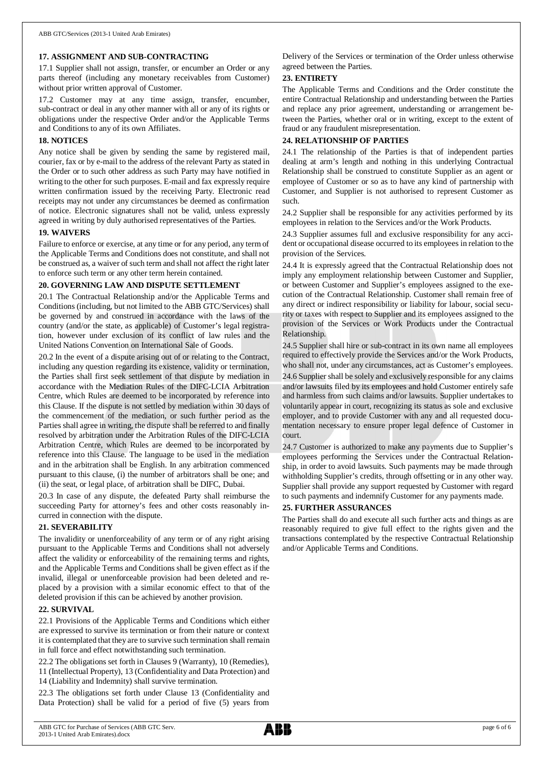### 17. ASSIGNMENT AND SUB-CONTRACTING

17.1 Supplier shall not assign, transfer, or encumber an Order or any parts thereof (including any monetary receivables from Customer) without prior written approval of Customer.

17.2 Customer may at any time assign, transfer, encumber, sub-contract or deal in any other manner with all or any of its rights or obligations under the respective Order and/or the Applicable Terms and Conditions to any of its own Affiliates.

### 18. NOTICES

Any notice shall be given by sending the same by registered mail, courier, fax or by e-mail to the address of the relevant Party as stated in the Order or to such other address as such Party may have notified in writing to the other for such purposes. E-mail and fax expressly require written confirmation issued by the receiving Party. Electronic read receipts may not under any circumstances be deemed as confirmation of notice. Electronic signatures shall not be valid, unless expressly agreed in writing by duly authorised representatives of the Parties.

### 19. WAIVERS

Failure to enforce or exercise, at any time or for any period, any term of the Applicable Terms and Conditions does not constitute, and shall not be construed as, a waiver of such term and shall not affect the right later to enforce such term or any other term herein contained.

### 20. GOVERNING LAW AND DISPUTE SETTLEMENT

20.1 The Contractual Relationship and/or the Applicable Terms and Conditions (including, but not limited to the ABB GTC/Services) shall be governed by and construed in accordance with the laws of the country (and/or the state, as applicable) of Customer's legal registration, however under exclusion of its conflict of law rules and the United Nations Convention on International Sale of Goods.

20.2 In the event of a dispute arising out of or relating to the Contract, including any question regarding its existence, validity or termination, the Parties shall first seek settlement of that dispute by mediation in accordance with the Mediation Rules of the DIFC-LCIA Arbitration Centre, which Rules are deemed to be incorporated by reference into this Clause. If the dispute is not settled by mediation within 30 days of the commencement of the mediation, or such further period as the Parties shall agree in writing, the dispute shall be referred to and finally resolved by arbitration under the Arbitration Rules of the DIFC-LCIA Arbitration Centre, which Rules are deemed to be incorporated by reference into this Clause. The language to be used in the mediation and in the arbitration shall be English. In any arbitration commenced pursuant to this clause, (i) the number of arbitrators shall be one; and (ii) the seat, or legal place, of arbitration shall be DIFC, Dubai.

20.3 In case of any dispute, the defeated Party shall reimburse the succeeding Party for attorney's fees and other costs reasonably incurred in connection with the dispute.

### 21. SEVERABILITY

The invalidity or unenforceability of any term or of any right arising pursuant to the Applicable Terms and Conditions shall not adversely affect the validity or enforceability of the remaining terms and rights, and the Applicable Terms and Conditions shall be given effect as if the invalid, illegal or unenforceable provision had been deleted and replaced by a provision with a similar economic effect to that of the deleted provision if this can be achieved by another provision.

### 22. SURVIVAL

22.1 Provisions of the Applicable Terms and Conditions which either are expressed to survive its termination or from their nature or context it is contemplated that they are to survive such termination shall remain in full force and effect notwithstanding such termination.

22.2 The obligations set forth in Clauses 9 (Warranty), 10 (Remedies), 11 (Intellectual Property), 13 (Confidentiality and Data Protection) and 14 (Liability and Indemnity) shall survive termination.

22.3 The obligations set forth under Clause 13 (Confidentiality and Data Protection) shall be valid for a period of five (5) years from Delivery of the Services or termination of the Order unless otherwise agreed between the Parties.

### 23. ENTIRETY

The Applicable Terms and Conditions and the Order constitute the entire Contractual Relationship and understanding between the Parties and replace any prior agreement, understanding or arrangement between the Parties, whether oral or in writing, except to the extent of fraud or any fraudulent misrepresentation.

### 24. RELATIONSHIP OF PARTIES

24.1 The relationship of the Parties is that of independent parties dealing at arm's length and nothing in this underlying Contractual Relationship shall be construed to constitute Supplier as an agent or employee of Customer or so as to have any kind of partnership with Customer, and Supplier is not authorised to represent Customer as such.

24.2 Supplier shall be responsible for any activities performed by its employees in relation to the Services and/or the Work Products.

24.3 Supplier assumes full and exclusive responsibility for any accident or occupational disease occurred to its employees in relation to the provision of the Services.

24.4 It is expressly agreed that the Contractual Relationship does not imply any employment relationship between Customer and Supplier, or between Customer and Supplier's employees assigned to the execution of the Contractual Relationship. Customer shall remain free of any direct or indirect responsibility or liability for labour, social security or taxes with respect to Supplier and its employees assigned to the provision of the Services or Work Products under the Contractual Relationship.

24.5 Supplier shall hire or sub-contract in its own name all employees required to effectively provide the Services and/or the Work Products, who shall not, under any circumstances, act as Customer's employees.

24.6 Supplier shall be solely and exclusively responsible for any claims and/or lawsuits filed by its employees and hold Customer entirely safe and harmless from such claims and/or lawsuits. Supplier undertakes to voluntarily appear in court, recognizing its status as sole and exclusive employer, and to provide Customer with any and all requested documentation necessary to ensure proper legal defence of Customer in court.

24.7 Customer is authorized to make any payments due to Supplier's employees performing the Services under the Contractual Relationship, in order to avoid lawsuits. Such payments may be made through withholding Supplier's credits, through offsetting or in any other way. Supplier shall provide any support requested by Customer with regard to such payments and indemnify Customer for any payments made.

### 25. FURTHER ASSURANCES

The Parties shall do and execute all such further acts and things as are reasonably required to give full effect to the rights given and the transactions contemplated by the respective Contractual Relationship and/or Applicable Terms and Conditions.